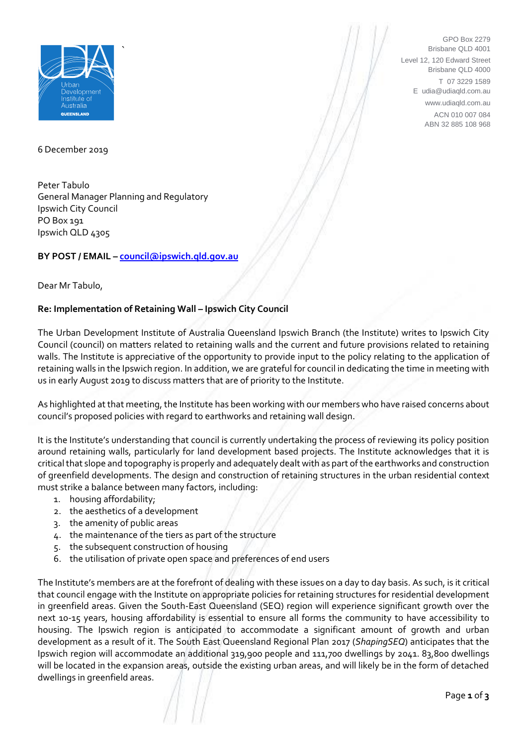GPO Box 2279
Brisbane QLD 4001
Level 12, 120 Edward Street
Brisbane QLD 4000
T 07 3229 1589
E udia@udiaqld.com.au
www.udiaqld.com.au
ACN 010 007 084
ABN 32 885 108 968

6 December 2019

Peter Tabulo
General Manager Planning and Regulatory
Ipswich City Council
PO Box 191
Ipswich QLD 4305

**BY POST / EMAIL – council@ipswich.qld.gov.au**

Dear Mr Tabulo,

**Re: Implementation of Retaining Wall – Ipswich City Council**

The Urban Development Institute of Australia Queensland Ipswich Branch (the Institute) writes to Ipswich City Council (council) on matters related to retaining walls and the current and future provisions related to retaining walls. The Institute is appreciative of the opportunity to provide input to the policy relating to the application of retaining walls in the Ipswich region. In addition, we are grateful for council in dedicating the time in meeting with us in early August 2019 to discuss matters that are of priority to the Institute.

As highlighted at that meeting, the Institute has been working with our members who have raised concerns about council's proposed policies with regard to earthworks and retaining wall design.

It is the Institute's understanding that council is currently undertaking the process of reviewing its policy position around retaining walls, particularly for land development based projects. The Institute acknowledges that it is critical that slope and topography is properly and adequately dealt with as part of the earthworks and construction of greenfield developments. The design and construction of retaining structures in the urban residential context must strike a balance between many factors, including:

1. housing affordability;
2. the aesthetics of a development
3. the amenity of public areas
4. the maintenance of the tiers as part of the structure
5. the subsequent construction of housing
6. the utilisation of private open space and preferences of end users

The Institute's members are at the forefront of dealing with these issues on a day to day basis. As such, is it critical that council engage with the Institute on appropriate policies for retaining structures for residential development in greenfield areas. Given the South-East Queensland (SEQ) region will experience significant growth over the next 10-15 years, housing affordability is essential to ensure all forms the community to have accessibility to housing. The Ipswich region is anticipated to accommodate a significant amount of growth and urban development as a result of it. The South East Queensland Regional Plan 2017 (*ShapingSEQ*) anticipates that the Ipswich region will accommodate an additional 319,900 people and 111,700 dwellings by 2041. 83,800 dwellings will be located in the expansion areas, outside the existing urban areas, and will likely be in the form of detached dwellings in greenfield areas.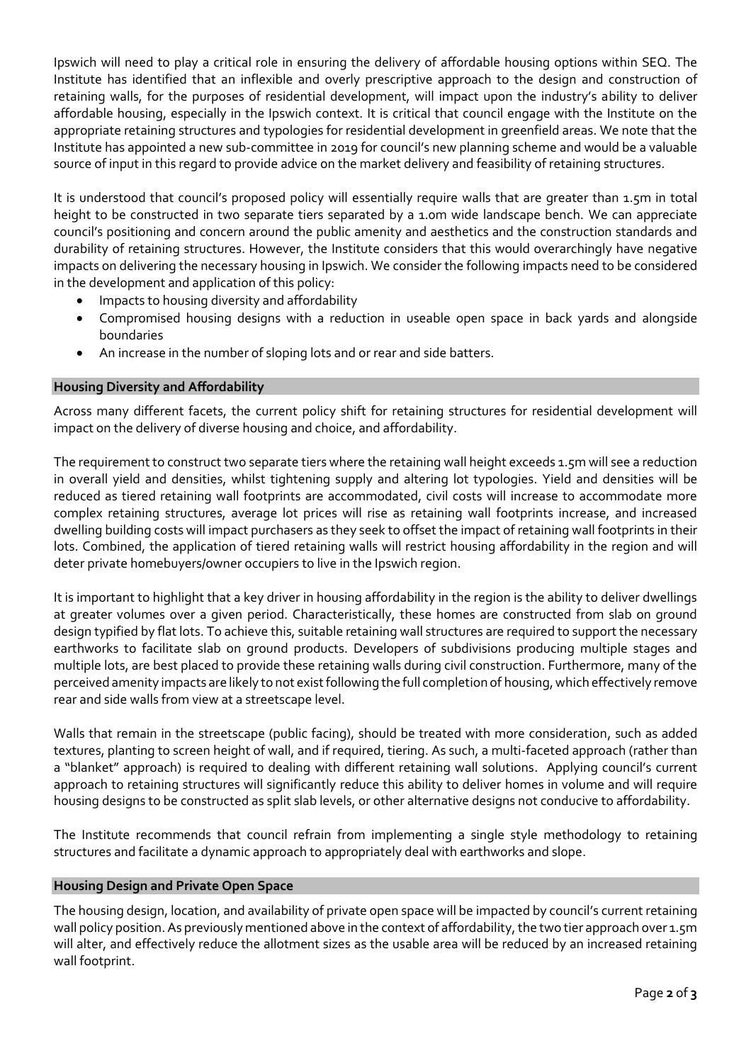Ipswich will need to play a critical role in ensuring the delivery of affordable housing options within SEQ. The Institute has identified that an inflexible and overly prescriptive approach to the design and construction of retaining walls, for the purposes of residential development, will impact upon the industry's ability to deliver affordable housing, especially in the Ipswich context. It is critical that council engage with the Institute on the appropriate retaining structures and typologies for residential development in greenfield areas. We note that the Institute has appointed a new sub-committee in 2019 for council's new planning scheme and would be a valuable source of input in this regard to provide advice on the market delivery and feasibility of retaining structures.

It is understood that council's proposed policy will essentially require walls that are greater than 1.5m in total height to be constructed in two separate tiers separated by a 1.0m wide landscape bench. We can appreciate council's positioning and concern around the public amenity and aesthetics and the construction standards and durability of retaining structures. However, the Institute considers that this would overarchingly have negative impacts on delivering the necessary housing in Ipswich. We consider the following impacts need to be considered in the development and application of this policy:

- Impacts to housing diversity and affordability
- Compromised housing designs with a reduction in useable open space in back yards and alongside boundaries
- An increase in the number of sloping lots and or rear and side batters.

## Housing Diversity and Affordability

Across many different facets, the current policy shift for retaining structures for residential development will impact on the delivery of diverse housing and choice, and affordability.

The requirement to construct two separate tiers where the retaining wall height exceeds 1.5m will see a reduction in overall yield and densities, whilst tightening supply and altering lot typologies. Yield and densities will be reduced as tiered retaining wall footprints are accommodated, civil costs will increase to accommodate more complex retaining structures, average lot prices will rise as retaining wall footprints increase, and increased dwelling building costs will impact purchasers as they seek to offset the impact of retaining wall footprints in their lots. Combined, the application of tiered retaining walls will restrict housing affordability in the region and will deter private homebuyers/owner occupiers to live in the Ipswich region.

It is important to highlight that a key driver in housing affordability in the region is the ability to deliver dwellings at greater volumes over a given period. Characteristically, these homes are constructed from slab on ground design typified by flat lots. To achieve this, suitable retaining wall structures are required to support the necessary earthworks to facilitate slab on ground products. Developers of subdivisions producing multiple stages and multiple lots, are best placed to provide these retaining walls during civil construction. Furthermore, many of the perceived amenity impacts are likely to not exist following the full completion of housing, which effectively remove rear and side walls from view at a streetscape level.

Walls that remain in the streetscape (public facing), should be treated with more consideration, such as added textures, planting to screen height of wall, and if required, tiering. As such, a multi-faceted approach (rather than a "blanket" approach) is required to dealing with different retaining wall solutions. Applying council's current approach to retaining structures will significantly reduce this ability to deliver homes in volume and will require housing designs to be constructed as split slab levels, or other alternative designs not conducive to affordability.

The Institute recommends that council refrain from implementing a single style methodology to retaining structures and facilitate a dynamic approach to appropriately deal with earthworks and slope.

## Housing Design and Private Open Space

The housing design, location, and availability of private open space will be impacted by council's current retaining wall policy position. As previously mentioned above in the context of affordability, the two tier approach over 1.5m will alter, and effectively reduce the allotment sizes as the usable area will be reduced by an increased retaining wall footprint.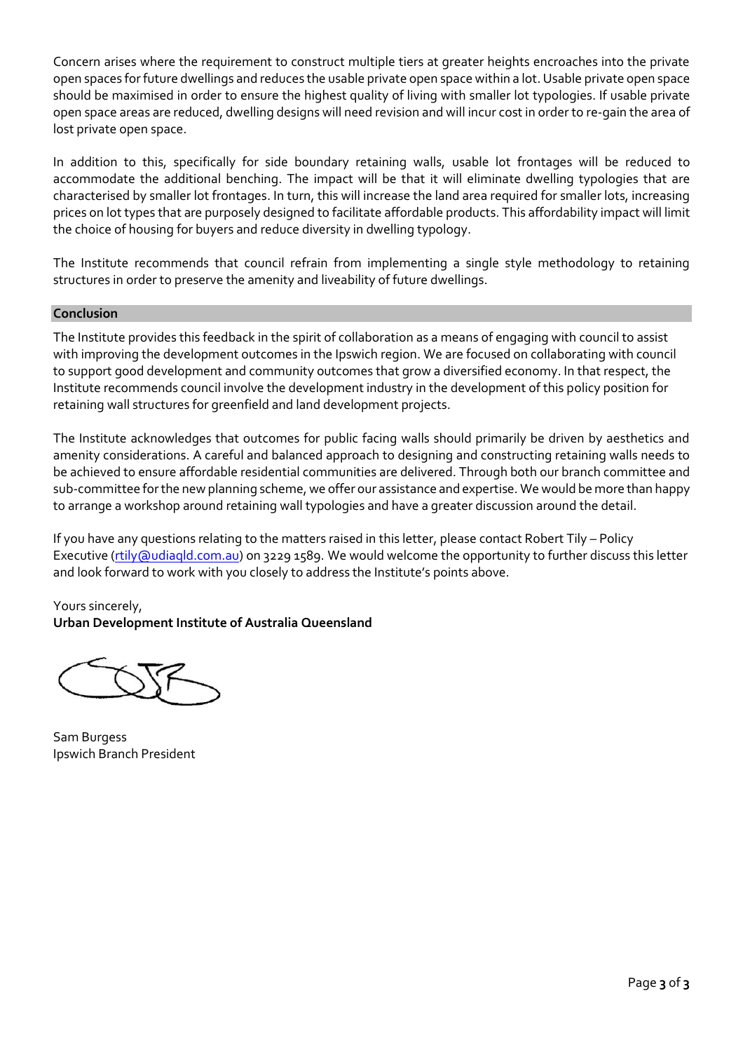Concern arises where the requirement to construct multiple tiers at greater heights encroaches into the private open spaces for future dwellings and reduces the usable private open space within a lot. Usable private open space should be maximised in order to ensure the highest quality of living with smaller lot typologies. If usable private open space areas are reduced, dwelling designs will need revision and will incur cost in order to re-gain the area of lost private open space.

In addition to this, specifically for side boundary retaining walls, usable lot frontages will be reduced to accommodate the additional benching. The impact will be that it will eliminate dwelling typologies that are characterised by smaller lot frontages. In turn, this will increase the land area required for smaller lots, increasing prices on lot types that are purposely designed to facilitate affordable products. This affordability impact will limit the choice of housing for buyers and reduce diversity in dwelling typology.

The Institute recommends that council refrain from implementing a single style methodology to retaining structures in order to preserve the amenity and liveability of future dwellings.

## Conclusion

The Institute provides this feedback in the spirit of collaboration as a means of engaging with council to assist with improving the development outcomes in the Ipswich region. We are focused on collaborating with council to support good development and community outcomes that grow a diversified economy. In that respect, the Institute recommends council involve the development industry in the development of this policy position for retaining wall structures for greenfield and land development projects.

The Institute acknowledges that outcomes for public facing walls should primarily be driven by aesthetics and amenity considerations. A careful and balanced approach to designing and constructing retaining walls needs to be achieved to ensure affordable residential communities are delivered. Through both our branch committee and sub-committee for the new planning scheme, we offer our assistance and expertise. We would be more than happy to arrange a workshop around retaining wall typologies and have a greater discussion around the detail.

If you have any questions relating to the matters raised in this letter, please contact Robert Tily – Policy Executive (rtily@udiaqld.com.au) on 3229 1589. We would welcome the opportunity to further discuss this letter and look forward to work with you closely to address the Institute's points above.

Yours sincerely,
**Urban Development Institute of Australia Queensland**

Sam Burgess
Ipswich Branch President